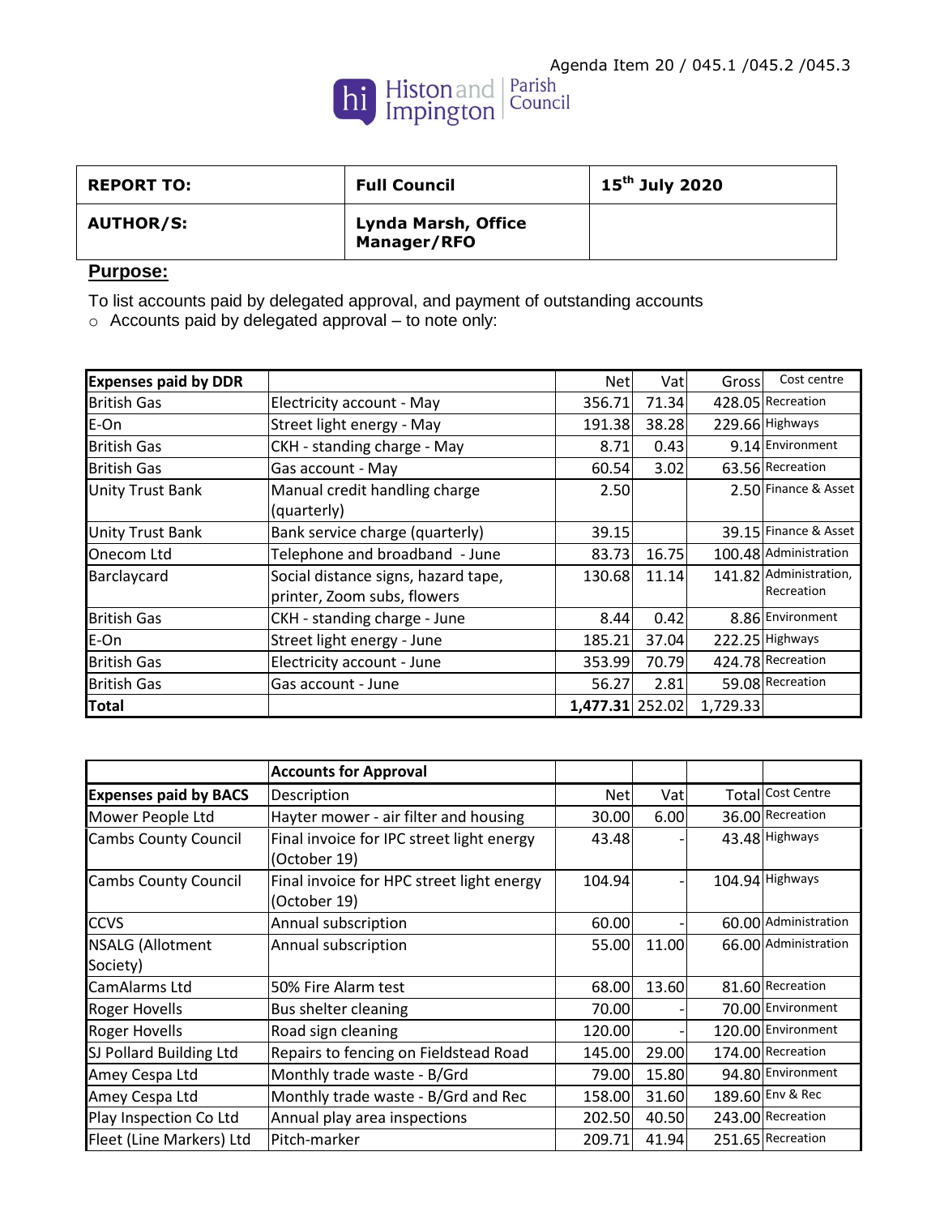Agenda Item 20 / 045.1 /045.2 /045.3

Histon and Impington Parish Council

| REPORT TO: | Full Council | 15th July 2020 |
|---|---|---|
| AUTHOR/S: | Lynda Marsh, Office Manager/RFO | |

**Purpose:**

To list accounts paid by delegated approval, and payment of outstanding accounts

- Accounts paid by delegated approval – to note only:

| Expenses paid by DDR | | Net | Vat | Gross | Cost centre |
|---|---|---|---|---|---|
| British Gas | Electricity account - May | 356.71 | 71.34 | 428.05 | Recreation |
| E-On | Street light energy - May | 191.38 | 38.28 | 229.66 | Highways |
| British Gas | CKH - standing charge - May | 8.71 | 0.43 | 9.14 | Environment |
| British Gas | Gas account - May | 60.54 | 3.02 | 63.56 | Recreation |
| Unity Trust Bank | Manual credit handling charge (quarterly) | 2.50 | | 2.50 | Finance & Asset |
| Unity Trust Bank | Bank service charge (quarterly) | 39.15 | | 39.15 | Finance & Asset |
| Onecom Ltd | Telephone and broadband - June | 83.73 | 16.75 | 100.48 | Administration |
| Barclaycard | Social distance signs, hazard tape, printer, Zoom subs, flowers | 130.68 | 11.14 | 141.82 | Administration, Recreation |
| British Gas | CKH - standing charge - June | 8.44 | 0.42 | 8.86 | Environment |
| E-On | Street light energy - June | 185.21 | 37.04 | 222.25 | Highways |
| British Gas | Electricity account - June | 353.99 | 70.79 | 424.78 | Recreation |
| British Gas | Gas account - June | 56.27 | 2.81 | 59.08 | Recreation |
| **Total** | | **1,477.31** | 252.02 | 1,729.33 | |

| | **Accounts for Approval** | | | | |
|---|---|---|---|---|---|
| **Expenses paid by BACS** | Description | Net | Vat | Total | Cost Centre |
| Mower People Ltd | Hayter mower - air filter and housing | 30.00 | 6.00 | 36.00 | Recreation |
| Cambs County Council | Final invoice for IPC street light energy (October 19) | 43.48 | - | 43.48 | Highways |
| Cambs County Council | Final invoice for HPC street light energy (October 19) | 104.94 | - | 104.94 | Highways |
| CCVS | Annual subscription | 60.00 | - | 60.00 | Administration |
| NSALG (Allotment Society) | Annual subscription | 55.00 | 11.00 | 66.00 | Administration |
| CamAlarms Ltd | 50% Fire Alarm test | 68.00 | 13.60 | 81.60 | Recreation |
| Roger Hovells | Bus shelter cleaning | 70.00 | - | 70.00 | Environment |
| Roger Hovells | Road sign cleaning | 120.00 | - | 120.00 | Environment |
| SJ Pollard Building Ltd | Repairs to fencing on Fieldstead Road | 145.00 | 29.00 | 174.00 | Recreation |
| Amey Cespa Ltd | Monthly trade waste - B/Grd | 79.00 | 15.80 | 94.80 | Environment |
| Amey Cespa Ltd | Monthly trade waste - B/Grd and Rec | 158.00 | 31.60 | 189.60 | Env & Rec |
| Play Inspection Co Ltd | Annual play area inspections | 202.50 | 40.50 | 243.00 | Recreation |
| Fleet (Line Markers) Ltd | Pitch-marker | 209.71 | 41.94 | 251.65 | Recreation |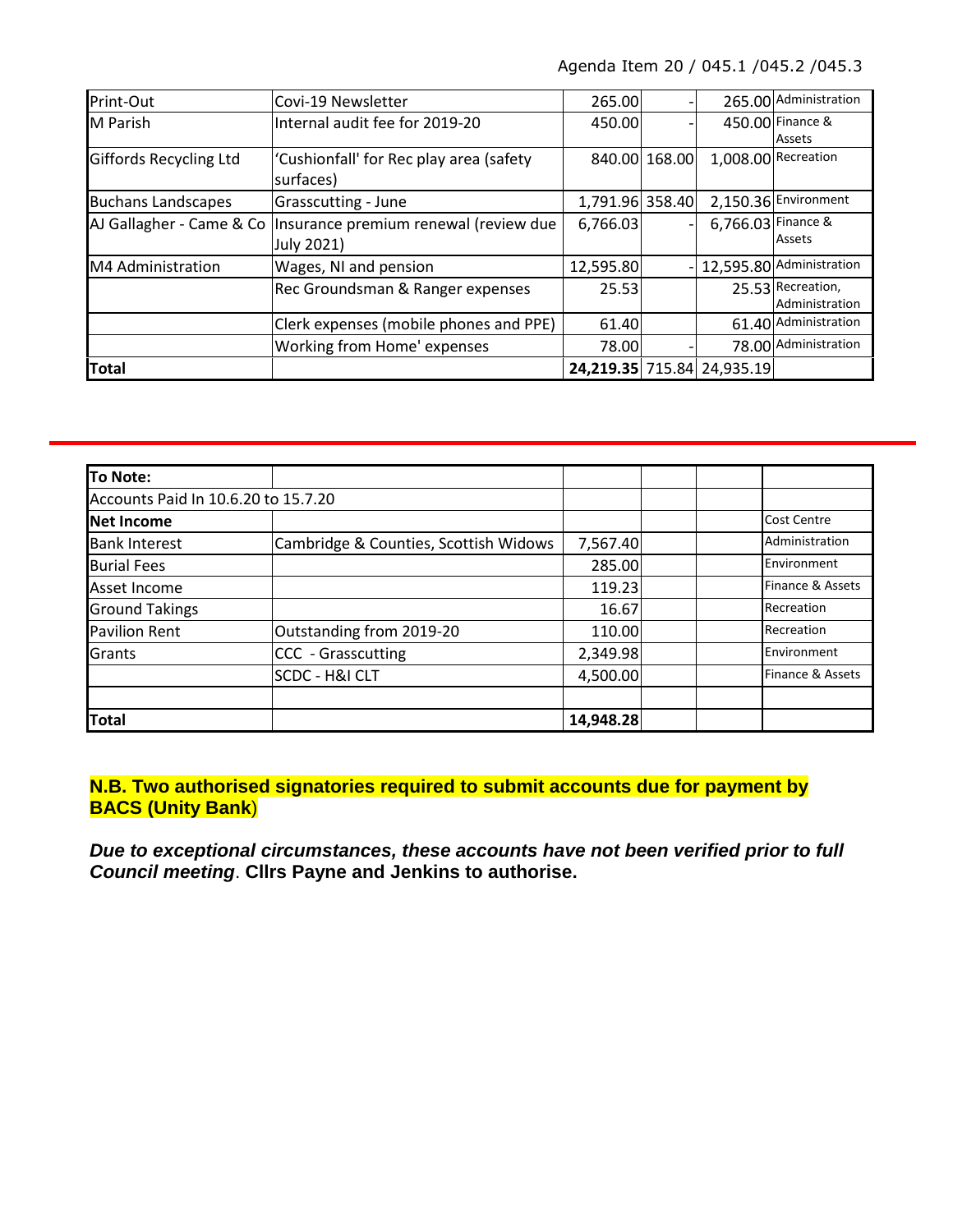Agenda Item 20 / 045.1 /045.2 /045.3

| | | | | | |
|---|---|---|---|---|---|
| Print-Out | Covi-19 Newsletter | 265.00 | - | 265.00 | Administration |
| M Parish | Internal audit fee for 2019-20 | 450.00 | - | 450.00 | Finance & Assets |
| Giffords Recycling Ltd | 'Cushionfall' for Rec play area (safety surfaces) | 840.00 | 168.00 | 1,008.00 | Recreation |
| Buchans Landscapes | Grasscutting - June | 1,791.96 | 358.40 | 2,150.36 | Environment |
| AJ Gallagher - Came & Co | Insurance premium renewal (review due July 2021) | 6,766.03 | - | 6,766.03 | Finance & Assets |
| M4 Administration | Wages, NI and pension | 12,595.80 | - | 12,595.80 | Administration |
| | Rec Groundsman & Ranger expenses | 25.53 | | 25.53 | Recreation, Administration |
| | Clerk expenses (mobile phones and PPE) | 61.40 | | 61.40 | Administration |
| | Working from Home' expenses | 78.00 | - | 78.00 | Administration |
| **Total** | | **24,219.35** | 715.84 | 24,935.19 | |

| | | | | | |
|---|---|---|---|---|---|
| **To Note:** | | | | | |
| Accounts Paid In 10.6.20 to 15.7.20 | | | | | |
| **Net Income** | | | | | Cost Centre |
| Bank Interest | Cambridge & Counties, Scottish Widows | 7,567.40 | | | Administration |
| Burial Fees | | 285.00 | | | Environment |
| Asset Income | | 119.23 | | | Finance & Assets |
| Ground Takings | | 16.67 | | | Recreation |
| Pavilion Rent | Outstanding from 2019-20 | 110.00 | | | Recreation |
| Grants | CCC - Grasscutting | 2,349.98 | | | Environment |
| | SCDC - H&I CLT | 4,500.00 | | | Finance & Assets |
| | | | | | |
| **Total** | | **14,948.28** | | | |

**N.B. Two authorised signatories required to submit accounts due for payment by BACS (Unity Bank**)

***Due to exceptional circumstances, these accounts have not been verified prior to full Council meeting*. Cllrs Payne and Jenkins to authorise.**